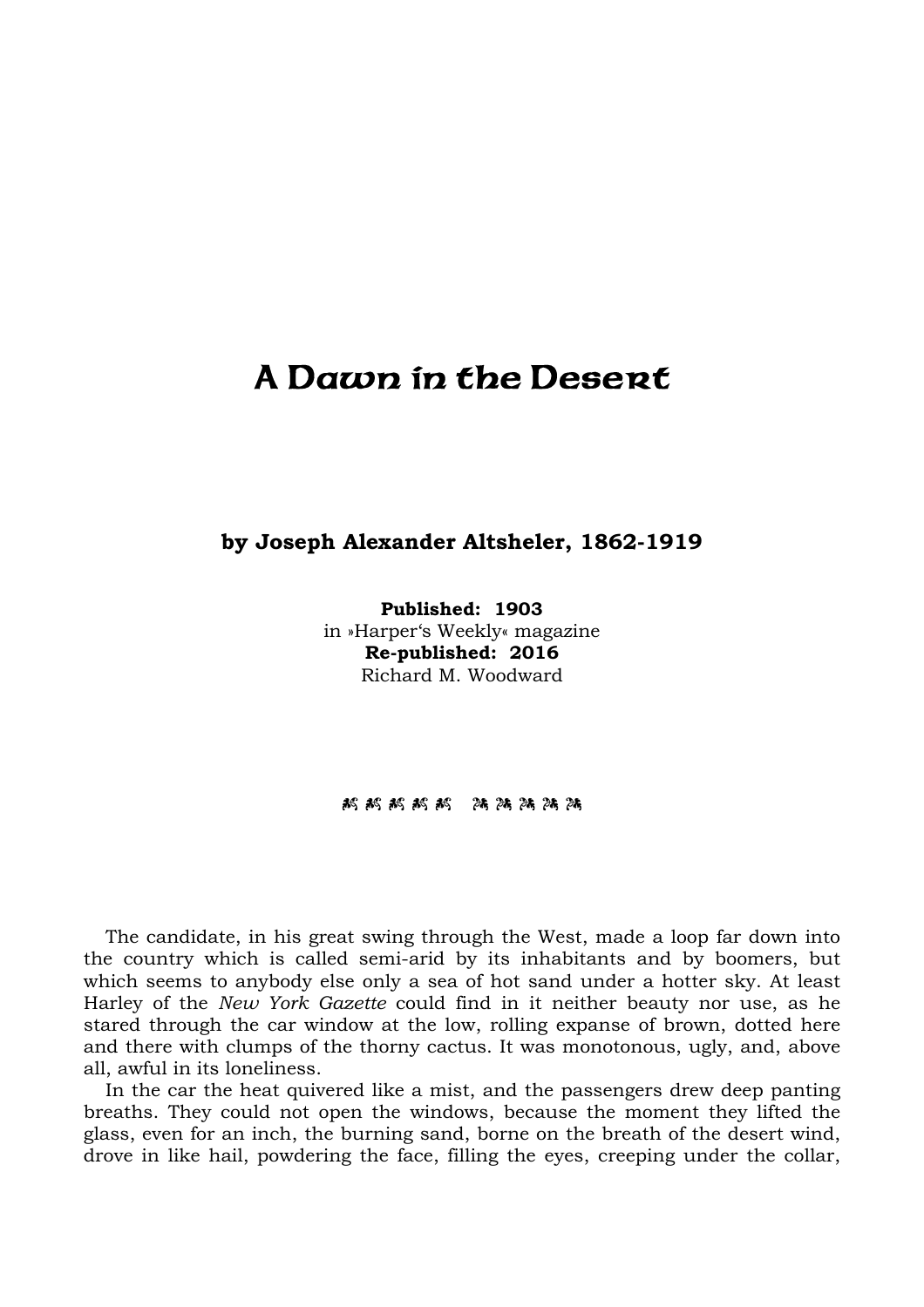# A Dawn in the Desert

**by Joseph Alexander Altsheler, 1862-1919**

**Published: 1903**
in »Harper's Weekly« magazine
**Re-published: 2016**
Richard M. Woodward

The candidate, in his great swing through the West, made a loop far down into the country which is called semi-arid by its inhabitants and by boomers, but which seems to anybody else only a sea of hot sand under a hotter sky. At least Harley of the *New York Gazette* could find in it neither beauty nor use, as he stared through the car window at the low, rolling expanse of brown, dotted here and there with clumps of the thorny cactus. It was monotonous, ugly, and, above all, awful in its loneliness.

In the car the heat quivered like a mist, and the passengers drew deep panting breaths. They could not open the windows, because the moment they lifted the glass, even for an inch, the burning sand, borne on the breath of the desert wind, drove in like hail, powdering the face, filling the eyes, creeping under the collar,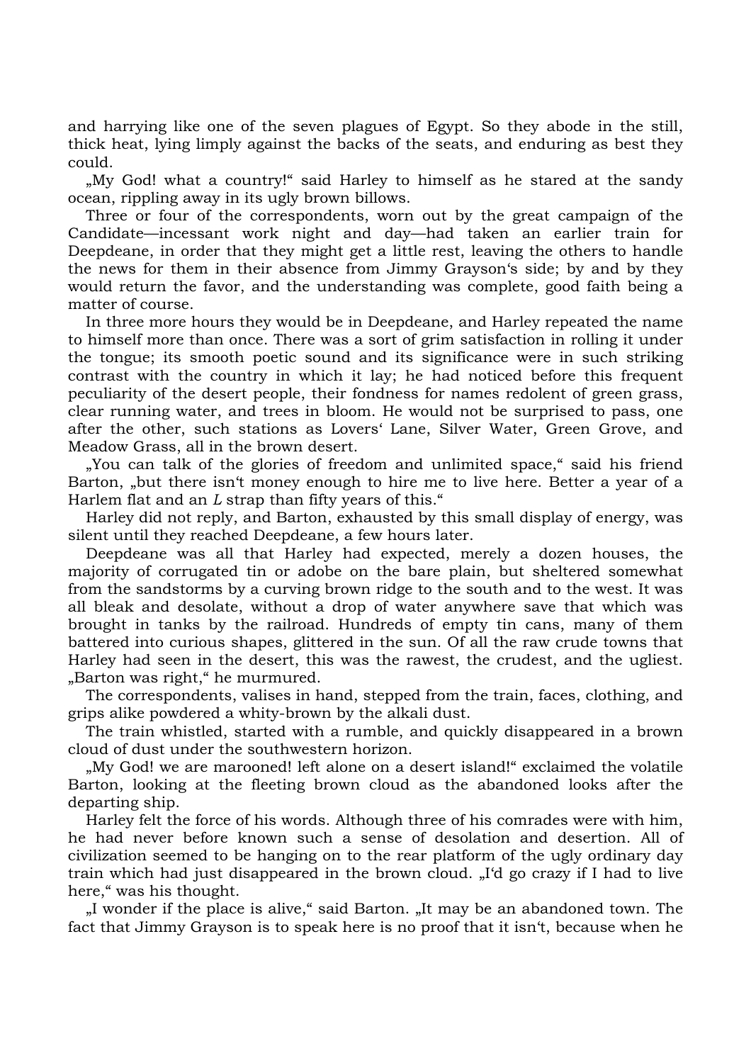and harrying like one of the seven plagues of Egypt. So they abode in the still, thick heat, lying limply against the backs of the seats, and enduring as best they could.

„My God! what a country!“ said Harley to himself as he stared at the sandy ocean, rippling away in its ugly brown billows.

Three or four of the correspondents, worn out by the great campaign of the Candidate—incessant work night and day—had taken an earlier train for Deepdeane, in order that they might get a little rest, leaving the others to handle the news for them in their absence from Jimmy Grayson‘s side; by and by they would return the favor, and the understanding was complete, good faith being a matter of course.

In three more hours they would be in Deepdeane, and Harley repeated the name to himself more than once. There was a sort of grim satisfaction in rolling it under the tongue; its smooth poetic sound and its significance were in such striking contrast with the country in which it lay; he had noticed before this frequent peculiarity of the desert people, their fondness for names redolent of green grass, clear running water, and trees in bloom. He would not be surprised to pass, one after the other, such stations as Lovers‘ Lane, Silver Water, Green Grove, and Meadow Grass, all in the brown desert.

„You can talk of the glories of freedom and unlimited space,“ said his friend Barton, „but there isn‘t money enough to hire me to live here. Better a year of a Harlem flat and an *L* strap than fifty years of this.“

Harley did not reply, and Barton, exhausted by this small display of energy, was silent until they reached Deepdeane, a few hours later.

Deepdeane was all that Harley had expected, merely a dozen houses, the majority of corrugated tin or adobe on the bare plain, but sheltered somewhat from the sandstorms by a curving brown ridge to the south and to the west. It was all bleak and desolate, without a drop of water anywhere save that which was brought in tanks by the railroad. Hundreds of empty tin cans, many of them battered into curious shapes, glittered in the sun. Of all the raw crude towns that Harley had seen in the desert, this was the rawest, the crudest, and the ugliest. „Barton was right,“ he murmured.

The correspondents, valises in hand, stepped from the train, faces, clothing, and grips alike powdered a whity-brown by the alkali dust.

The train whistled, started with a rumble, and quickly disappeared in a brown cloud of dust under the southwestern horizon.

„My God! we are marooned! left alone on a desert island!“ exclaimed the volatile Barton, looking at the fleeting brown cloud as the abandoned looks after the departing ship.

Harley felt the force of his words. Although three of his comrades were with him, he had never before known such a sense of desolation and desertion. All of civilization seemed to be hanging on to the rear platform of the ugly ordinary day train which had just disappeared in the brown cloud. „I‘d go crazy if I had to live here,“ was his thought.

„I wonder if the place is alive,“ said Barton. „It may be an abandoned town. The fact that Jimmy Grayson is to speak here is no proof that it isn‘t, because when he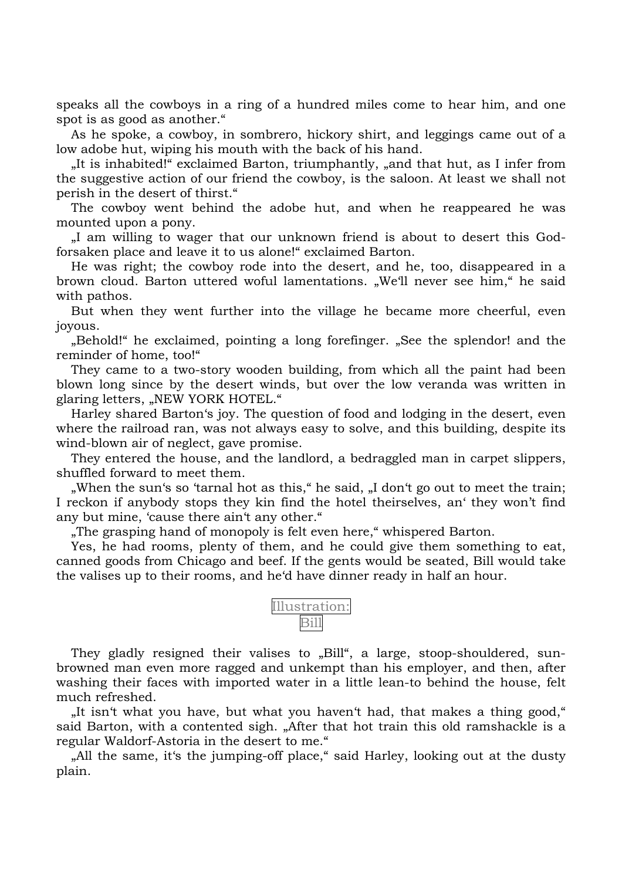speaks all the cowboys in a ring of a hundred miles come to hear him, and one spot is as good as another.“

As he spoke, a cowboy, in sombrero, hickory shirt, and leggings came out of a low adobe hut, wiping his mouth with the back of his hand.

„It is inhabited!“ exclaimed Barton, triumphantly, „and that hut, as I infer from the suggestive action of our friend the cowboy, is the saloon. At least we shall not perish in the desert of thirst.“

The cowboy went behind the adobe hut, and when he reappeared he was mounted upon a pony.

„I am willing to wager that our unknown friend is about to desert this God-forsaken place and leave it to us alone!“ exclaimed Barton.

He was right; the cowboy rode into the desert, and he, too, disappeared in a brown cloud. Barton uttered woful lamentations. „We‘ll never see him,“ he said with pathos.

But when they went further into the village he became more cheerful, even joyous.

„Behold!“ he exclaimed, pointing a long forefinger. „See the splendor! and the reminder of home, too!“

They came to a two-story wooden building, from which all the paint had been blown long since by the desert winds, but over the low veranda was written in glaring letters, „NEW YORK HOTEL.“

Harley shared Barton‘s joy. The question of food and lodging in the desert, even where the railroad ran, was not always easy to solve, and this building, despite its wind-blown air of neglect, gave promise.

They entered the house, and the landlord, a bedraggled man in carpet slippers, shuffled forward to meet them.

„When the sun‘s so ‘tarnal hot as this,“ he said, „I don‘t go out to meet the train; I reckon if anybody stops they kin find the hotel theirselves, an‘ they won’t find any but mine, ‘cause there ain‘t any other.“

„The grasping hand of monopoly is felt even here,“ whispered Barton.

Yes, he had rooms, plenty of them, and he could give them something to eat, canned goods from Chicago and beef. If the gents would be seated, Bill would take the valises up to their rooms, and he‘d have dinner ready in half an hour.

Illustration: Bill

They gladly resigned their valises to „Bill“, a large, stoop-shouldered, sun-browned man even more ragged and unkempt than his employer, and then, after washing their faces with imported water in a little lean-to behind the house, felt much refreshed.

„It isn‘t what you have, but what you haven‘t had, that makes a thing good,“ said Barton, with a contented sigh. „After that hot train this old ramshackle is a regular Waldorf-Astoria in the desert to me.“

„All the same, it‘s the jumping-off place,“ said Harley, looking out at the dusty plain.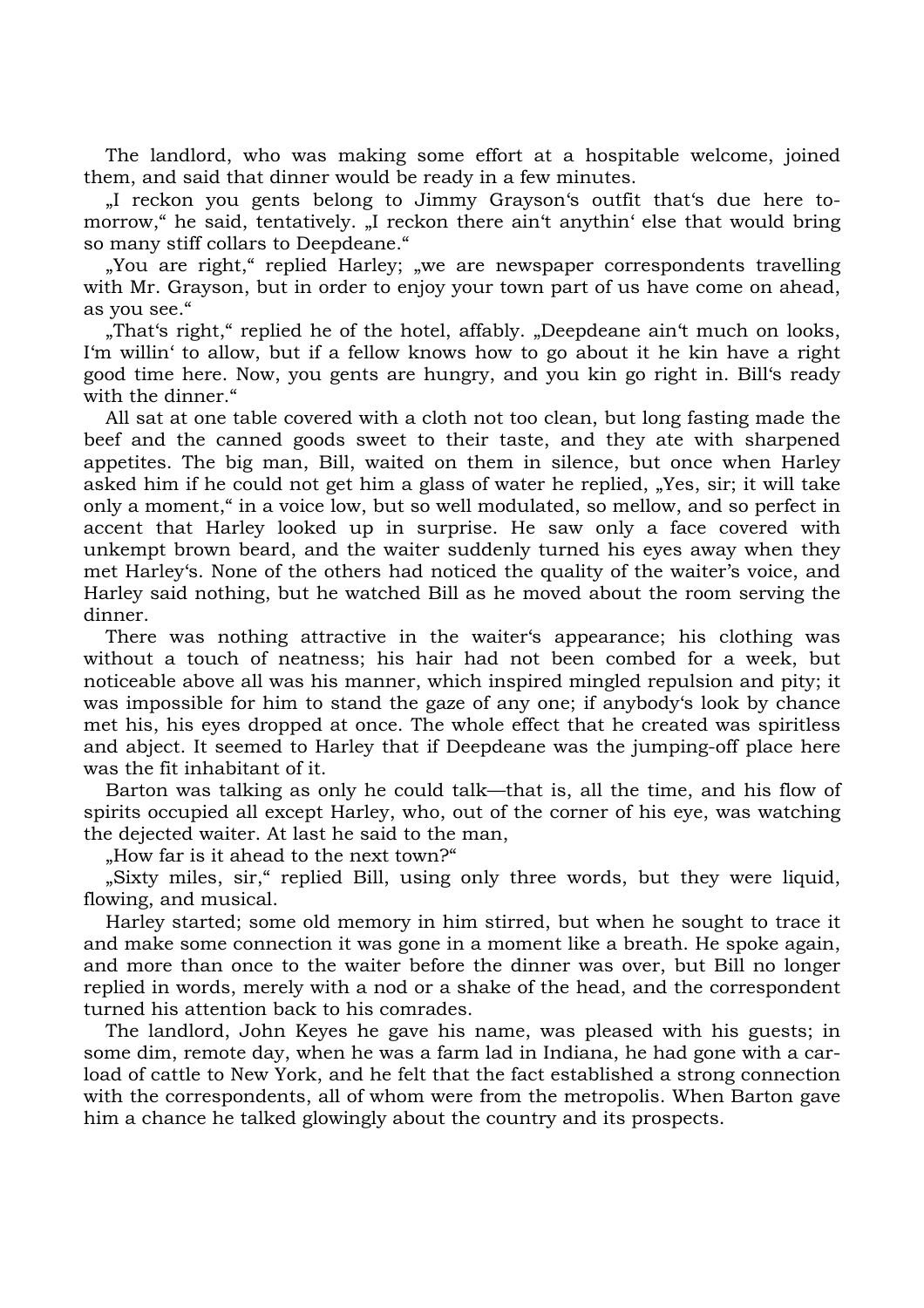The landlord, who was making some effort at a hospitable welcome, joined them, and said that dinner would be ready in a few minutes.

„I reckon you gents belong to Jimmy Grayson‘s outfit that‘s due here to-morrow,“ he said, tentatively. „I reckon there ain‘t anythin‘ else that would bring so many stiff collars to Deepdeane.“

„You are right,“ replied Harley; „we are newspaper correspondents travelling with Mr. Grayson, but in order to enjoy your town part of us have come on ahead, as you see.“

„That‘s right,“ replied he of the hotel, affably. „Deepdeane ain‘t much on looks, I‘m willin‘ to allow, but if a fellow knows how to go about it he kin have a right good time here. Now, you gents are hungry, and you kin go right in. Bill‘s ready with the dinner.“

All sat at one table covered with a cloth not too clean, but long fasting made the beef and the canned goods sweet to their taste, and they ate with sharpened appetites. The big man, Bill, waited on them in silence, but once when Harley asked him if he could not get him a glass of water he replied, „Yes, sir; it will take only a moment,“ in a voice low, but so well modulated, so mellow, and so perfect in accent that Harley looked up in surprise. He saw only a face covered with unkempt brown beard, and the waiter suddenly turned his eyes away when they met Harley‘s. None of the others had noticed the quality of the waiter’s voice, and Harley said nothing, but he watched Bill as he moved about the room serving the dinner.

There was nothing attractive in the waiter‘s appearance; his clothing was without a touch of neatness; his hair had not been combed for a week, but noticeable above all was his manner, which inspired mingled repulsion and pity; it was impossible for him to stand the gaze of any one; if anybody‘s look by chance met his, his eyes dropped at once. The whole effect that he created was spiritless and abject. It seemed to Harley that if Deepdeane was the jumping-off place here was the fit inhabitant of it.

Barton was talking as only he could talk—that is, all the time, and his flow of spirits occupied all except Harley, who, out of the corner of his eye, was watching the dejected waiter. At last he said to the man,

„How far is it ahead to the next town?“

„Sixty miles, sir,“ replied Bill, using only three words, but they were liquid, flowing, and musical.

Harley started; some old memory in him stirred, but when he sought to trace it and make some connection it was gone in a moment like a breath. He spoke again, and more than once to the waiter before the dinner was over, but Bill no longer replied in words, merely with a nod or a shake of the head, and the correspondent turned his attention back to his comrades.

The landlord, John Keyes he gave his name, was pleased with his guests; in some dim, remote day, when he was a farm lad in Indiana, he had gone with a car-load of cattle to New York, and he felt that the fact established a strong connection with the correspondents, all of whom were from the metropolis. When Barton gave him a chance he talked glowingly about the country and its prospects.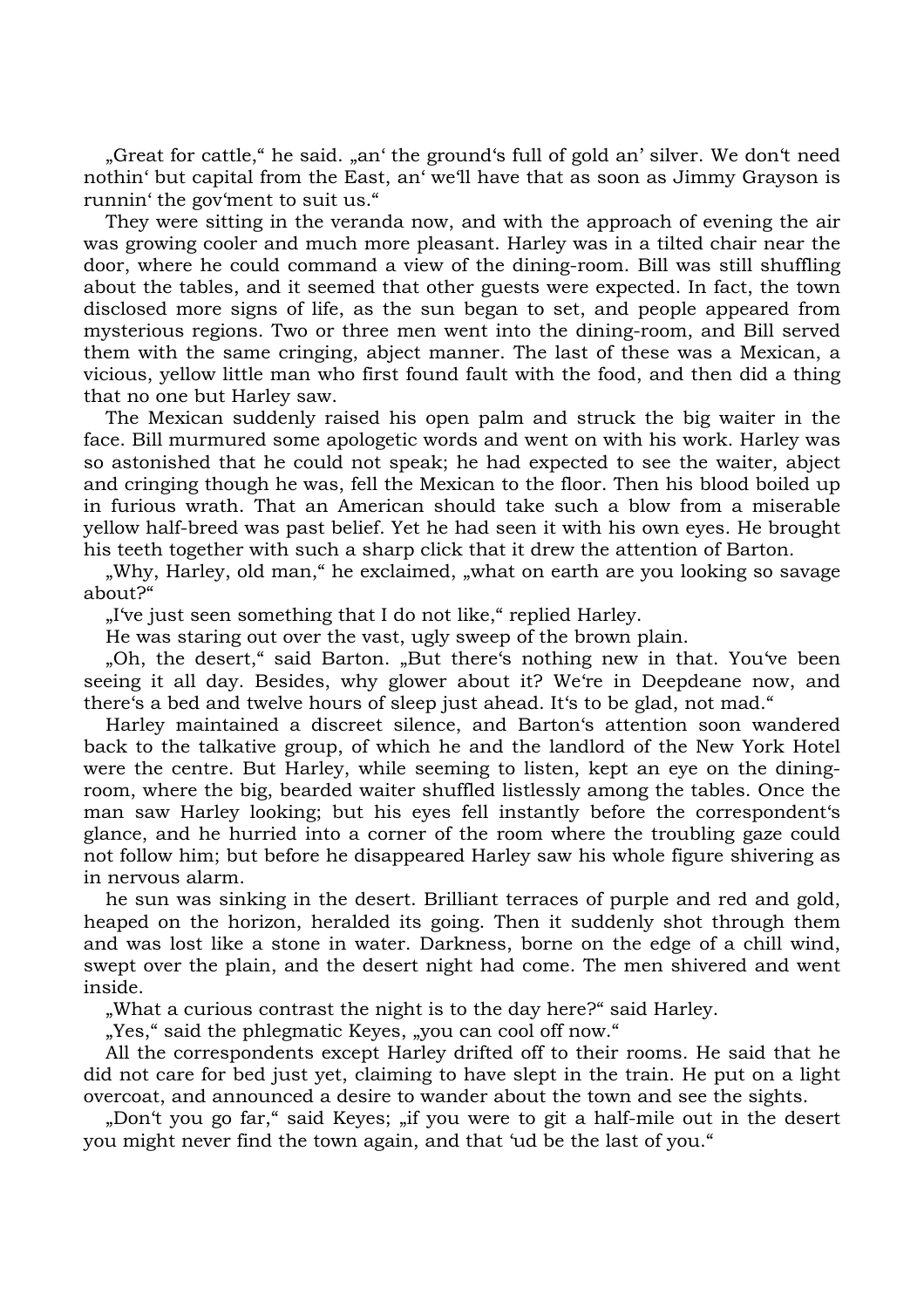„Great for cattle," he said. „an' the ground's full of gold an' silver. We don't need nothin' but capital from the East, an' we'll have that as soon as Jimmy Grayson is runnin' the gov'ment to suit us."

They were sitting in the veranda now, and with the approach of evening the air was growing cooler and much more pleasant. Harley was in a tilted chair near the door, where he could command a view of the dining-room. Bill was still shuffling about the tables, and it seemed that other guests were expected. In fact, the town disclosed more signs of life, as the sun began to set, and people appeared from mysterious regions. Two or three men went into the dining-room, and Bill served them with the same cringing, abject manner. The last of these was a Mexican, a vicious, yellow little man who first found fault with the food, and then did a thing that no one but Harley saw.

The Mexican suddenly raised his open palm and struck the big waiter in the face. Bill murmured some apologetic words and went on with his work. Harley was so astonished that he could not speak; he had expected to see the waiter, abject and cringing though he was, fell the Mexican to the floor. Then his blood boiled up in furious wrath. That an American should take such a blow from a miserable yellow half-breed was past belief. Yet he had seen it with his own eyes. He brought his teeth together with such a sharp click that it drew the attention of Barton.

„Why, Harley, old man," he exclaimed, „what on earth are you looking so savage about?"

„I've just seen something that I do not like," replied Harley.

He was staring out over the vast, ugly sweep of the brown plain.

„Oh, the desert," said Barton. „But there's nothing new in that. You've been seeing it all day. Besides, why glower about it? We're in Deepdeane now, and there's a bed and twelve hours of sleep just ahead. It's to be glad, not mad."

Harley maintained a discreet silence, and Barton's attention soon wandered back to the talkative group, of which he and the landlord of the New York Hotel were the centre. But Harley, while seeming to listen, kept an eye on the dining-room, where the big, bearded waiter shuffled listlessly among the tables. Once the man saw Harley looking; but his eyes fell instantly before the correspondent's glance, and he hurried into a corner of the room where the troubling gaze could not follow him; but before he disappeared Harley saw his whole figure shivering as in nervous alarm.

he sun was sinking in the desert. Brilliant terraces of purple and red and gold, heaped on the horizon, heralded its going. Then it suddenly shot through them and was lost like a stone in water. Darkness, borne on the edge of a chill wind, swept over the plain, and the desert night had come. The men shivered and went inside.

„What a curious contrast the night is to the day here?" said Harley.

„Yes," said the phlegmatic Keyes, „you can cool off now."

All the correspondents except Harley drifted off to their rooms. He said that he did not care for bed just yet, claiming to have slept in the train. He put on a light overcoat, and announced a desire to wander about the town and see the sights.

„Don't you go far," said Keyes; „if you were to git a half-mile out in the desert you might never find the town again, and that 'ud be the last of you."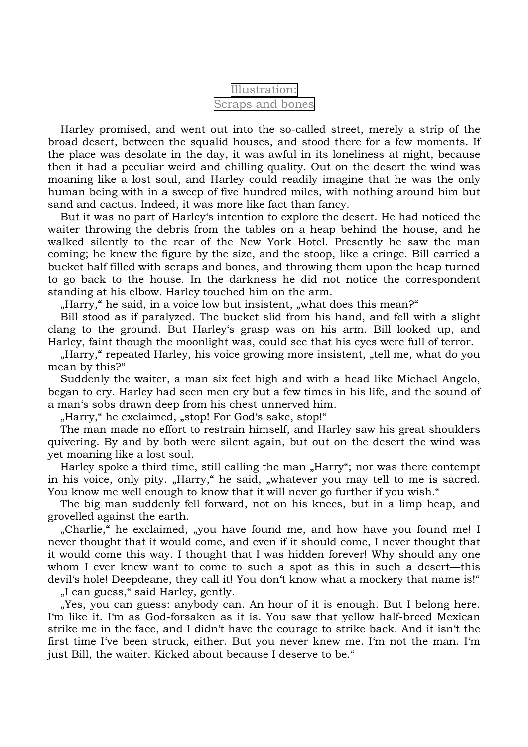Illustration:
Scraps and bones

Harley promised, and went out into the so-called street, merely a strip of the broad desert, between the squalid houses, and stood there for a few moments. If the place was desolate in the day, it was awful in its loneliness at night, because then it had a peculiar weird and chilling quality. Out on the desert the wind was moaning like a lost soul, and Harley could readily imagine that he was the only human being with in a sweep of five hundred miles, with nothing around him but sand and cactus. Indeed, it was more like fact than fancy.

But it was no part of Harley‘s intention to explore the desert. He had noticed the waiter throwing the debris from the tables on a heap behind the house, and he walked silently to the rear of the New York Hotel. Presently he saw the man coming; he knew the figure by the size, and the stoop, like a cringe. Bill carried a bucket half filled with scraps and bones, and throwing them upon the heap turned to go back to the house. In the darkness he did not notice the correspondent standing at his elbow. Harley touched him on the arm.

„Harry," he said, in a voice low but insistent, „what does this mean?"

Bill stood as if paralyzed. The bucket slid from his hand, and fell with a slight clang to the ground. But Harley‘s grasp was on his arm. Bill looked up, and Harley, faint though the moonlight was, could see that his eyes were full of terror.

„Harry," repeated Harley, his voice growing more insistent, „tell me, what do you mean by this?"

Suddenly the waiter, a man six feet high and with a head like Michael Angelo, began to cry. Harley had seen men cry but a few times in his life, and the sound of a man‘s sobs drawn deep from his chest unnerved him.

„Harry," he exclaimed, „stop! For God‘s sake, stop!"

The man made no effort to restrain himself, and Harley saw his great shoulders quivering. By and by both were silent again, but out on the desert the wind was yet moaning like a lost soul.

Harley spoke a third time, still calling the man „Harry"; nor was there contempt in his voice, only pity. „Harry," he said, „whatever you may tell to me is sacred. You know me well enough to know that it will never go further if you wish."

The big man suddenly fell forward, not on his knees, but in a limp heap, and grovelled against the earth.

„Charlie," he exclaimed, „you have found me, and how have you found me! I never thought that it would come, and even if it should come, I never thought that it would come this way. I thought that I was hidden forever! Why should any one whom I ever knew want to come to such a spot as this in such a desert—this devil‘s hole! Deepdeane, they call it! You don‘t know what a mockery that name is!"

„I can guess," said Harley, gently.

„Yes, you can guess: anybody can. An hour of it is enough. But I belong here. I‘m like it. I‘m as God-forsaken as it is. You saw that yellow half-breed Mexican strike me in the face, and I didn‘t have the courage to strike back. And it isn‘t the first time I‘ve been struck, either. But you never knew me. I‘m not the man. I‘m just Bill, the waiter. Kicked about because I deserve to be."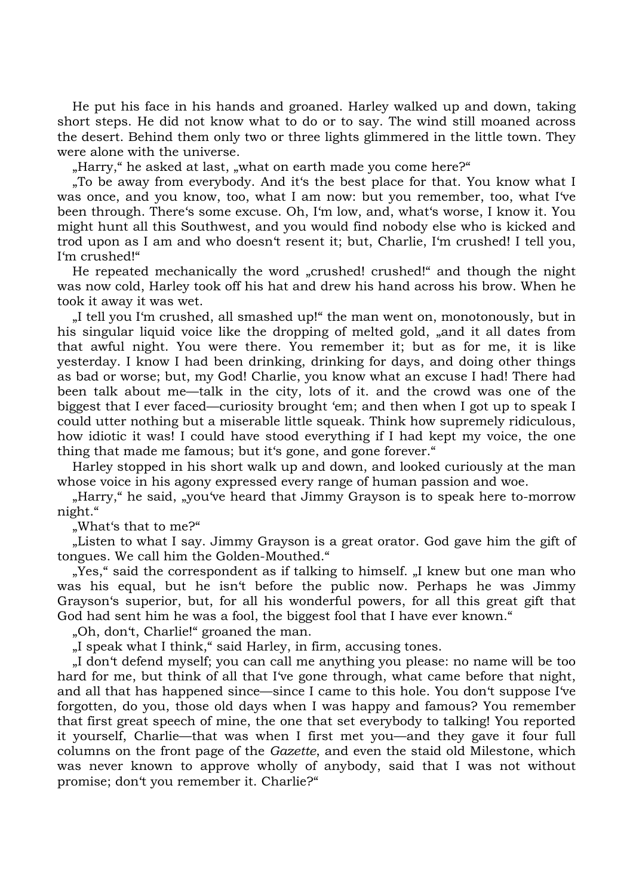He put his face in his hands and groaned. Harley walked up and down, taking short steps. He did not know what to do or to say. The wind still moaned across the desert. Behind them only two or three lights glimmered in the little town. They were alone with the universe.

„Harry," he asked at last, „what on earth made you come here?"

„To be away from everybody. And it's the best place for that. You know what I was once, and you know, too, what I am now: but you remember, too, what I've been through. There's some excuse. Oh, I'm low, and, what's worse, I know it. You might hunt all this Southwest, and you would find nobody else who is kicked and trod upon as I am and who doesn't resent it; but, Charlie, I'm crushed! I tell you, I'm crushed!"

He repeated mechanically the word „crushed! crushed!" and though the night was now cold, Harley took off his hat and drew his hand across his brow. When he took it away it was wet.

„I tell you I'm crushed, all smashed up!" the man went on, monotonously, but in his singular liquid voice like the dropping of melted gold, „and it all dates from that awful night. You were there. You remember it; but as for me, it is like yesterday. I know I had been drinking, drinking for days, and doing other things as bad or worse; but, my God! Charlie, you know what an excuse I had! There had been talk about me—talk in the city, lots of it. and the crowd was one of the biggest that I ever faced—curiosity brought 'em; and then when I got up to speak I could utter nothing but a miserable little squeak. Think how supremely ridiculous, how idiotic it was! I could have stood everything if I had kept my voice, the one thing that made me famous; but it's gone, and gone forever."

Harley stopped in his short walk up and down, and looked curiously at the man whose voice in his agony expressed every range of human passion and woe.

„Harry," he said, „you've heard that Jimmy Grayson is to speak here to-morrow night."

„What's that to me?"

„Listen to what I say. Jimmy Grayson is a great orator. God gave him the gift of tongues. We call him the Golden-Mouthed."

„Yes," said the correspondent as if talking to himself. „I knew but one man who was his equal, but he isn't before the public now. Perhaps he was Jimmy Grayson's superior, but, for all his wonderful powers, for all this great gift that God had sent him he was a fool, the biggest fool that I have ever known."

„Oh, don't, Charlie!" groaned the man.

„I speak what I think," said Harley, in firm, accusing tones.

„I don't defend myself; you can call me anything you please: no name will be too hard for me, but think of all that I've gone through, what came before that night, and all that has happened since—since I came to this hole. You don't suppose I've forgotten, do you, those old days when I was happy and famous? You remember that first great speech of mine, the one that set everybody to talking! You reported it yourself, Charlie—that was when I first met you—and they gave it four full columns on the front page of the *Gazette*, and even the staid old Milestone, which was never known to approve wholly of anybody, said that I was not without promise; don't you remember it. Charlie?"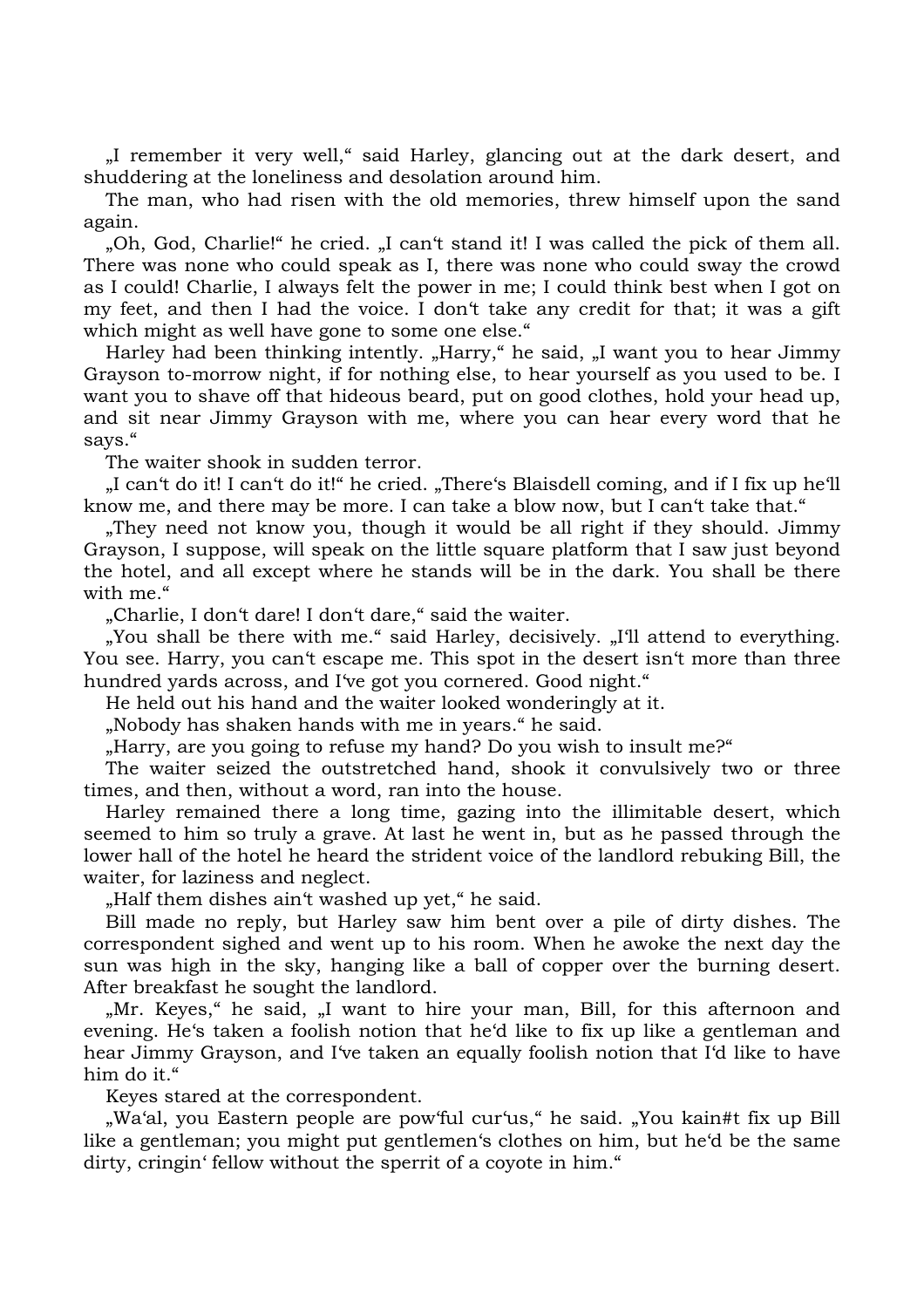„I remember it very well," said Harley, glancing out at the dark desert, and shuddering at the loneliness and desolation around him.

The man, who had risen with the old memories, threw himself upon the sand again.

„Oh, God, Charlie!" he cried. „I can't stand it! I was called the pick of them all. There was none who could speak as I, there was none who could sway the crowd as I could! Charlie, I always felt the power in me; I could think best when I got on my feet, and then I had the voice. I don't take any credit for that; it was a gift which might as well have gone to some one else."

Harley had been thinking intently. „Harry," he said, „I want you to hear Jimmy Grayson to-morrow night, if for nothing else, to hear yourself as you used to be. I want you to shave off that hideous beard, put on good clothes, hold your head up, and sit near Jimmy Grayson with me, where you can hear every word that he says."

The waiter shook in sudden terror.

„I can't do it! I can't do it!" he cried. „There's Blaisdell coming, and if I fix up he'll know me, and there may be more. I can take a blow now, but I can't take that."

„They need not know you, though it would be all right if they should. Jimmy Grayson, I suppose, will speak on the little square platform that I saw just beyond the hotel, and all except where he stands will be in the dark. You shall be there with me."

„Charlie, I don't dare! I don't dare," said the waiter.

„You shall be there with me." said Harley, decisively. „I'll attend to everything. You see. Harry, you can't escape me. This spot in the desert isn't more than three hundred yards across, and I've got you cornered. Good night."

He held out his hand and the waiter looked wonderingly at it.

„Nobody has shaken hands with me in years." he said.

„Harry, are you going to refuse my hand? Do you wish to insult me?"

The waiter seized the outstretched hand, shook it convulsively two or three times, and then, without a word, ran into the house.

Harley remained there a long time, gazing into the illimitable desert, which seemed to him so truly a grave. At last he went in, but as he passed through the lower hall of the hotel he heard the strident voice of the landlord rebuking Bill, the waiter, for laziness and neglect.

„Half them dishes ain't washed up yet," he said.

Bill made no reply, but Harley saw him bent over a pile of dirty dishes. The correspondent sighed and went up to his room. When he awoke the next day the sun was high in the sky, hanging like a ball of copper over the burning desert. After breakfast he sought the landlord.

„Mr. Keyes," he said, „I want to hire your man, Bill, for this afternoon and evening. He's taken a foolish notion that he'd like to fix up like a gentleman and hear Jimmy Grayson, and I've taken an equally foolish notion that I'd like to have him do it."

Keyes stared at the correspondent.

„Wa'al, you Eastern people are pow'ful cur'us," he said. „You kain#t fix up Bill like a gentleman; you might put gentlemen's clothes on him, but he'd be the same dirty, cringin' fellow without the sperrit of a coyote in him."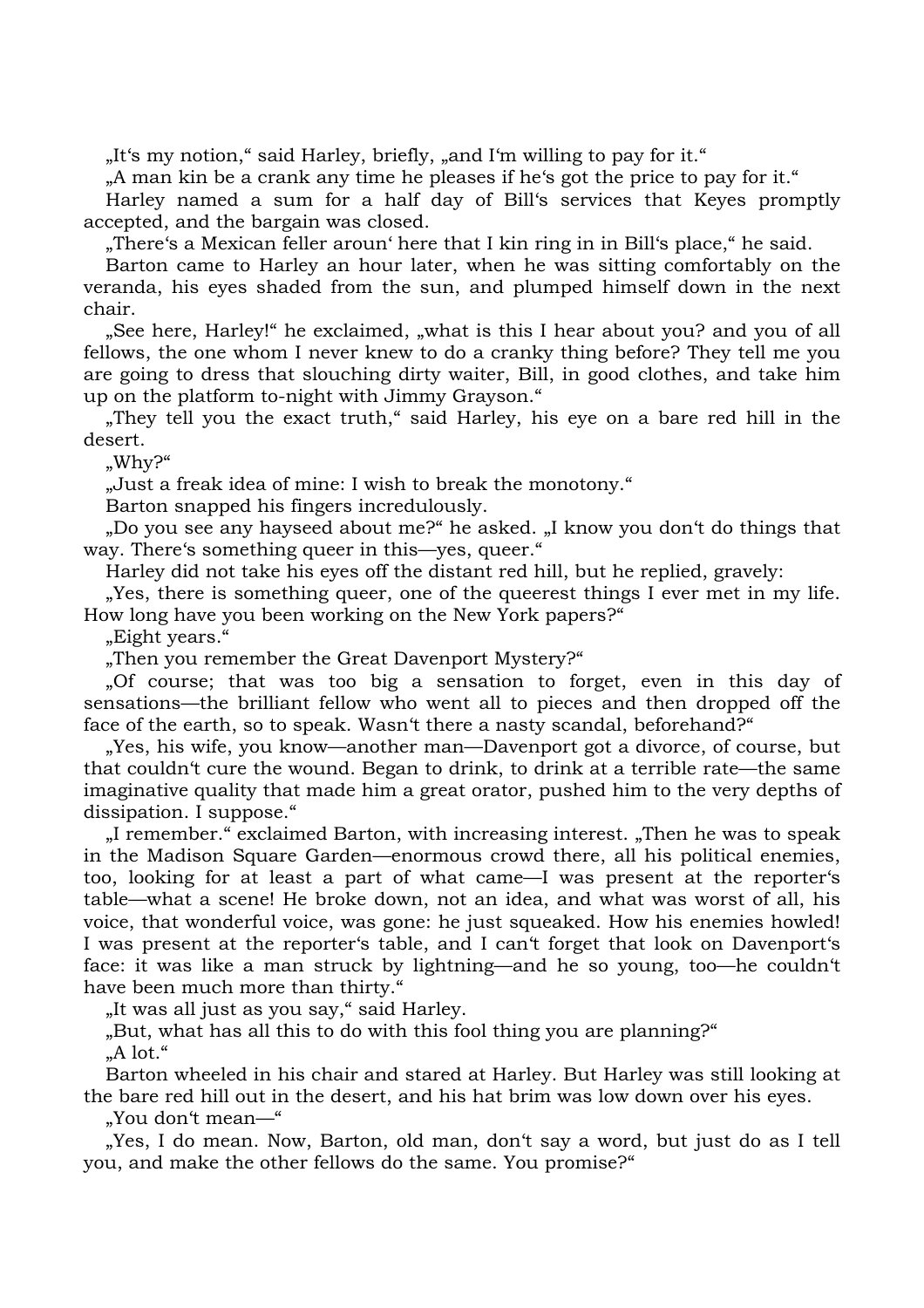„It‘s my notion,“ said Harley, briefly, „and I‘m willing to pay for it.“

„A man kin be a crank any time he pleases if he‘s got the price to pay for it.“

Harley named a sum for a half day of Bill‘s services that Keyes promptly accepted, and the bargain was closed.

„There‘s a Mexican feller aroun‘ here that I kin ring in in Bill‘s place,“ he said.

Barton came to Harley an hour later, when he was sitting comfortably on the veranda, his eyes shaded from the sun, and plumped himself down in the next chair.

„See here, Harley!“ he exclaimed, „what is this I hear about you? and you of all fellows, the one whom I never knew to do a cranky thing before? They tell me you are going to dress that slouching dirty waiter, Bill, in good clothes, and take him up on the platform to-night with Jimmy Grayson.“

„They tell you the exact truth,“ said Harley, his eye on a bare red hill in the desert.

„Why?“

„Just a freak idea of mine: I wish to break the monotony.“

Barton snapped his fingers incredulously.

„Do you see any hayseed about me?“ he asked. „I know you don‘t do things that way. There‘s something queer in this—yes, queer.“

Harley did not take his eyes off the distant red hill, but he replied, gravely:

„Yes, there is something queer, one of the queerest things I ever met in my life. How long have you been working on the New York papers?“

„Eight years.“

„Then you remember the Great Davenport Mystery?“

„Of course; that was too big a sensation to forget, even in this day of sensations—the brilliant fellow who went all to pieces and then dropped off the face of the earth, so to speak. Wasn‘t there a nasty scandal, beforehand?“

„Yes, his wife, you know—another man—Davenport got a divorce, of course, but that couldn‘t cure the wound. Began to drink, to drink at a terrible rate—the same imaginative quality that made him a great orator, pushed him to the very depths of dissipation. I suppose.“

„I remember.“ exclaimed Barton, with increasing interest. „Then he was to speak in the Madison Square Garden—enormous crowd there, all his political enemies, too, looking for at least a part of what came—I was present at the reporter‘s table—what a scene! He broke down, not an idea, and what was worst of all, his voice, that wonderful voice, was gone: he just squeaked. How his enemies howled! I was present at the reporter‘s table, and I can‘t forget that look on Davenport‘s face: it was like a man struck by lightning—and he so young, too—he couldn‘t have been much more than thirty.“

„It was all just as you say,“ said Harley.

„But, what has all this to do with this fool thing you are planning?“

„A lot.“

Barton wheeled in his chair and stared at Harley. But Harley was still looking at the bare red hill out in the desert, and his hat brim was low down over his eyes.

„You don‘t mean—“

„Yes, I do mean. Now, Barton, old man, don‘t say a word, but just do as I tell you, and make the other fellows do the same. You promise?“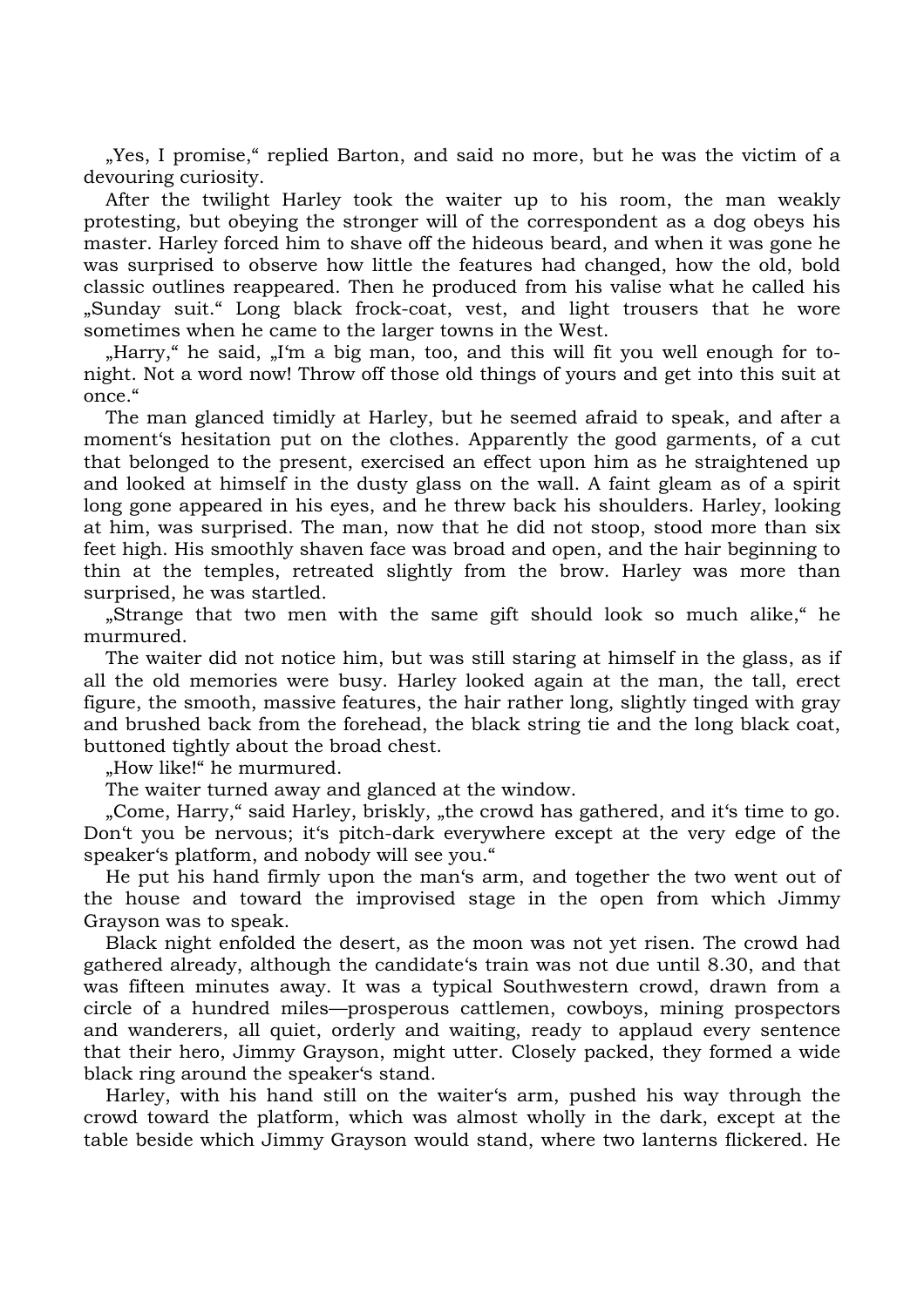„Yes, I promise," replied Barton, and said no more, but he was the victim of a devouring curiosity.

After the twilight Harley took the waiter up to his room, the man weakly protesting, but obeying the stronger will of the correspondent as a dog obeys his master. Harley forced him to shave off the hideous beard, and when it was gone he was surprised to observe how little the features had changed, how the old, bold classic outlines reappeared. Then he produced from his valise what he called his „Sunday suit." Long black frock-coat, vest, and light trousers that he wore sometimes when he came to the larger towns in the West.

„Harry," he said, „I'm a big man, too, and this will fit you well enough for to-night. Not a word now! Throw off those old things of yours and get into this suit at once."

The man glanced timidly at Harley, but he seemed afraid to speak, and after a moment's hesitation put on the clothes. Apparently the good garments, of a cut that belonged to the present, exercised an effect upon him as he straightened up and looked at himself in the dusty glass on the wall. A faint gleam as of a spirit long gone appeared in his eyes, and he threw back his shoulders. Harley, looking at him, was surprised. The man, now that he did not stoop, stood more than six feet high. His smoothly shaven face was broad and open, and the hair beginning to thin at the temples, retreated slightly from the brow. Harley was more than surprised, he was startled.

„Strange that two men with the same gift should look so much alike," he murmured.

The waiter did not notice him, but was still staring at himself in the glass, as if all the old memories were busy. Harley looked again at the man, the tall, erect figure, the smooth, massive features, the hair rather long, slightly tinged with gray and brushed back from the forehead, the black string tie and the long black coat, buttoned tightly about the broad chest.

„How like!" he murmured.

The waiter turned away and glanced at the window.

„Come, Harry," said Harley, briskly, „the crowd has gathered, and it's time to go. Don't you be nervous; it's pitch-dark everywhere except at the very edge of the speaker's platform, and nobody will see you."

He put his hand firmly upon the man's arm, and together the two went out of the house and toward the improvised stage in the open from which Jimmy Grayson was to speak.

Black night enfolded the desert, as the moon was not yet risen. The crowd had gathered already, although the candidate's train was not due until 8.30, and that was fifteen minutes away. It was a typical Southwestern crowd, drawn from a circle of a hundred miles—prosperous cattlemen, cowboys, mining prospectors and wanderers, all quiet, orderly and waiting, ready to applaud every sentence that their hero, Jimmy Grayson, might utter. Closely packed, they formed a wide black ring around the speaker's stand.

Harley, with his hand still on the waiter's arm, pushed his way through the crowd toward the platform, which was almost wholly in the dark, except at the table beside which Jimmy Grayson would stand, where two lanterns flickered. He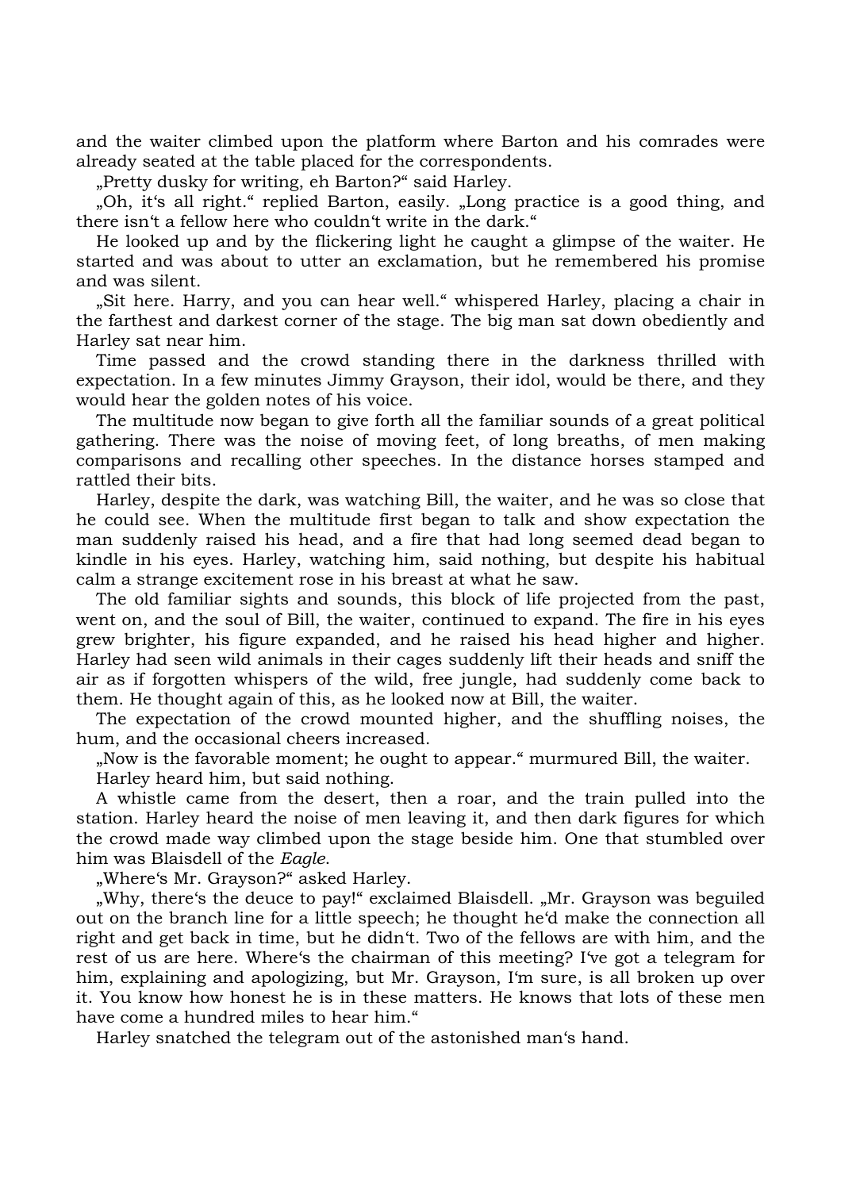and the waiter climbed upon the platform where Barton and his comrades were already seated at the table placed for the correspondents.

„Pretty dusky for writing, eh Barton?“ said Harley.

„Oh, it‘s all right.“ replied Barton, easily. „Long practice is a good thing, and there isn‘t a fellow here who couldn‘t write in the dark.“

He looked up and by the flickering light he caught a glimpse of the waiter. He started and was about to utter an exclamation, but he remembered his promise and was silent.

„Sit here. Harry, and you can hear well.“ whispered Harley, placing a chair in the farthest and darkest corner of the stage. The big man sat down obediently and Harley sat near him.

Time passed and the crowd standing there in the darkness thrilled with expectation. In a few minutes Jimmy Grayson, their idol, would be there, and they would hear the golden notes of his voice.

The multitude now began to give forth all the familiar sounds of a great political gathering. There was the noise of moving feet, of long breaths, of men making comparisons and recalling other speeches. In the distance horses stamped and rattled their bits.

Harley, despite the dark, was watching Bill, the waiter, and he was so close that he could see. When the multitude first began to talk and show expectation the man suddenly raised his head, and a fire that had long seemed dead began to kindle in his eyes. Harley, watching him, said nothing, but despite his habitual calm a strange excitement rose in his breast at what he saw.

The old familiar sights and sounds, this block of life projected from the past, went on, and the soul of Bill, the waiter, continued to expand. The fire in his eyes grew brighter, his figure expanded, and he raised his head higher and higher. Harley had seen wild animals in their cages suddenly lift their heads and sniff the air as if forgotten whispers of the wild, free jungle, had suddenly come back to them. He thought again of this, as he looked now at Bill, the waiter.

The expectation of the crowd mounted higher, and the shuffling noises, the hum, and the occasional cheers increased.

„Now is the favorable moment; he ought to appear.“ murmured Bill, the waiter.

Harley heard him, but said nothing.

A whistle came from the desert, then a roar, and the train pulled into the station. Harley heard the noise of men leaving it, and then dark figures for which the crowd made way climbed upon the stage beside him. One that stumbled over him was Blaisdell of the *Eagle*.

„Where‘s Mr. Grayson?“ asked Harley.

„Why, there‘s the deuce to pay!“ exclaimed Blaisdell. „Mr. Grayson was beguiled out on the branch line for a little speech; he thought he‘d make the connection all right and get back in time, but he didn‘t. Two of the fellows are with him, and the rest of us are here. Where‘s the chairman of this meeting? I‘ve got a telegram for him, explaining and apologizing, but Mr. Grayson, I‘m sure, is all broken up over it. You know how honest he is in these matters. He knows that lots of these men have come a hundred miles to hear him.“

Harley snatched the telegram out of the astonished man‘s hand.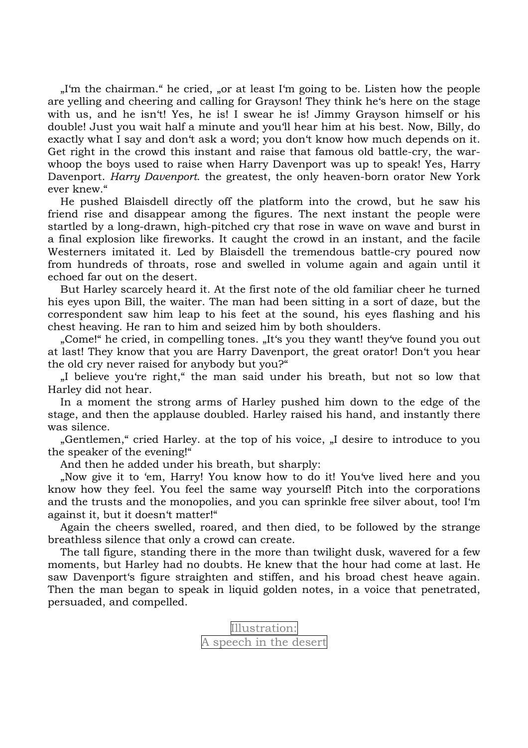„I‘m the chairman.“ he cried, „or at least I‘m going to be. Listen how the people are yelling and cheering and calling for Grayson! They think he‘s here on the stage with us, and he isn‘t! Yes, he is! I swear he is! Jimmy Grayson himself or his double! Just you wait half a minute and you‘ll hear him at his best. Now, Billy, do exactly what I say and don‘t ask a word; you don‘t know how much depends on it. Get right in the crowd this instant and raise that famous old battle-cry, the war-whoop the boys used to raise when Harry Davenport was up to speak! Yes, Harry Davenport. *Harry Davenport*. the greatest, the only heaven-born orator New York ever knew.“

He pushed Blaisdell directly off the platform into the crowd, but he saw his friend rise and disappear among the figures. The next instant the people were startled by a long-drawn, high-pitched cry that rose in wave on wave and burst in a final explosion like fireworks. It caught the crowd in an instant, and the facile Westerners imitated it. Led by Blaisdell the tremendous battle-cry poured now from hundreds of throats, rose and swelled in volume again and again until it echoed far out on the desert.

But Harley scarcely heard it. At the first note of the old familiar cheer he turned his eyes upon Bill, the waiter. The man had been sitting in a sort of daze, but the correspondent saw him leap to his feet at the sound, his eyes flashing and his chest heaving. He ran to him and seized him by both shoulders.

„Come!“ he cried, in compelling tones. „It‘s you they want! they‘ve found you out at last! They know that you are Harry Davenport, the great orator! Don‘t you hear the old cry never raised for anybody but you?“

„I believe you‘re right,“ the man said under his breath, but not so low that Harley did not hear.

In a moment the strong arms of Harley pushed him down to the edge of the stage, and then the applause doubled. Harley raised his hand, and instantly there was silence.

„Gentlemen,“ cried Harley. at the top of his voice, „I desire to introduce to you the speaker of the evening!“

And then he added under his breath, but sharply:

„Now give it to ‘em, Harry! You know how to do it! You‘ve lived here and you know how they feel. You feel the same way yourself! Pitch into the corporations and the trusts and the monopolies, and you can sprinkle free silver about, too! I‘m against it, but it doesn‘t matter!“

Again the cheers swelled, roared, and then died, to be followed by the strange breathless silence that only a crowd can create.

The tall figure, standing there in the more than twilight dusk, wavered for a few moments, but Harley had no doubts. He knew that the hour had come at last. He saw Davenport‘s figure straighten and stiffen, and his broad chest heave again. Then the man began to speak in liquid golden notes, in a voice that penetrated, persuaded, and compelled.

Illustration:
A speech in the desert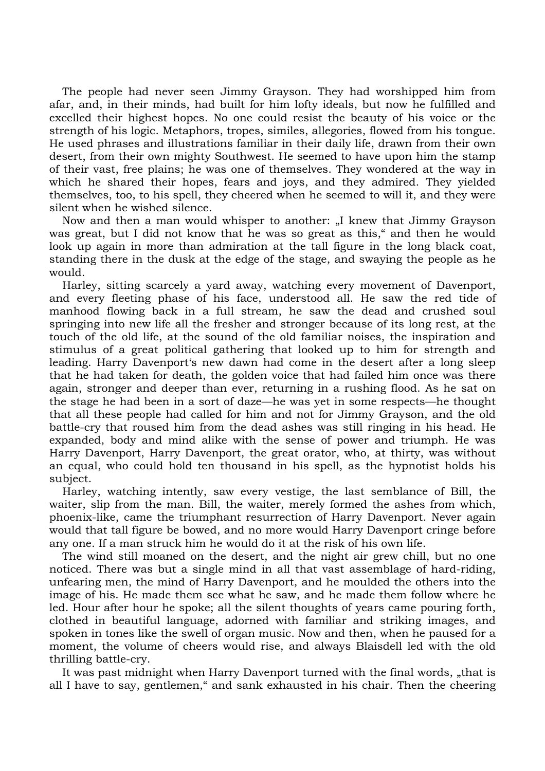The people had never seen Jimmy Grayson. They had worshipped him from afar, and, in their minds, had built for him lofty ideals, but now he fulfilled and excelled their highest hopes. No one could resist the beauty of his voice or the strength of his logic. Metaphors, tropes, similes, allegories, flowed from his tongue. He used phrases and illustrations familiar in their daily life, drawn from their own desert, from their own mighty Southwest. He seemed to have upon him the stamp of their vast, free plains; he was one of themselves. They wondered at the way in which he shared their hopes, fears and joys, and they admired. They yielded themselves, too, to his spell, they cheered when he seemed to will it, and they were silent when he wished silence.

Now and then a man would whisper to another: „I knew that Jimmy Grayson was great, but I did not know that he was so great as this," and then he would look up again in more than admiration at the tall figure in the long black coat, standing there in the dusk at the edge of the stage, and swaying the people as he would.

Harley, sitting scarcely a yard away, watching every movement of Davenport, and every fleeting phase of his face, understood all. He saw the red tide of manhood flowing back in a full stream, he saw the dead and crushed soul springing into new life all the fresher and stronger because of its long rest, at the touch of the old life, at the sound of the old familiar noises, the inspiration and stimulus of a great political gathering that looked up to him for strength and leading. Harry Davenport's new dawn had come in the desert after a long sleep that he had taken for death, the golden voice that had failed him once was there again, stronger and deeper than ever, returning in a rushing flood. As he sat on the stage he had been in a sort of daze—he was yet in some respects—he thought that all these people had called for him and not for Jimmy Grayson, and the old battle-cry that roused him from the dead ashes was still ringing in his head. He expanded, body and mind alike with the sense of power and triumph. He was Harry Davenport, Harry Davenport, the great orator, who, at thirty, was without an equal, who could hold ten thousand in his spell, as the hypnotist holds his subject.

Harley, watching intently, saw every vestige, the last semblance of Bill, the waiter, slip from the man. Bill, the waiter, merely formed the ashes from which, phoenix-like, came the triumphant resurrection of Harry Davenport. Never again would that tall figure be bowed, and no more would Harry Davenport cringe before any one. If a man struck him he would do it at the risk of his own life.

The wind still moaned on the desert, and the night air grew chill, but no one noticed. There was but a single mind in all that vast assemblage of hard-riding, unfearing men, the mind of Harry Davenport, and he moulded the others into the image of his. He made them see what he saw, and he made them follow where he led. Hour after hour he spoke; all the silent thoughts of years came pouring forth, clothed in beautiful language, adorned with familiar and striking images, and spoken in tones like the swell of organ music. Now and then, when he paused for a moment, the volume of cheers would rise, and always Blaisdell led with the old thrilling battle-cry.

It was past midnight when Harry Davenport turned with the final words, „that is all I have to say, gentlemen," and sank exhausted in his chair. Then the cheering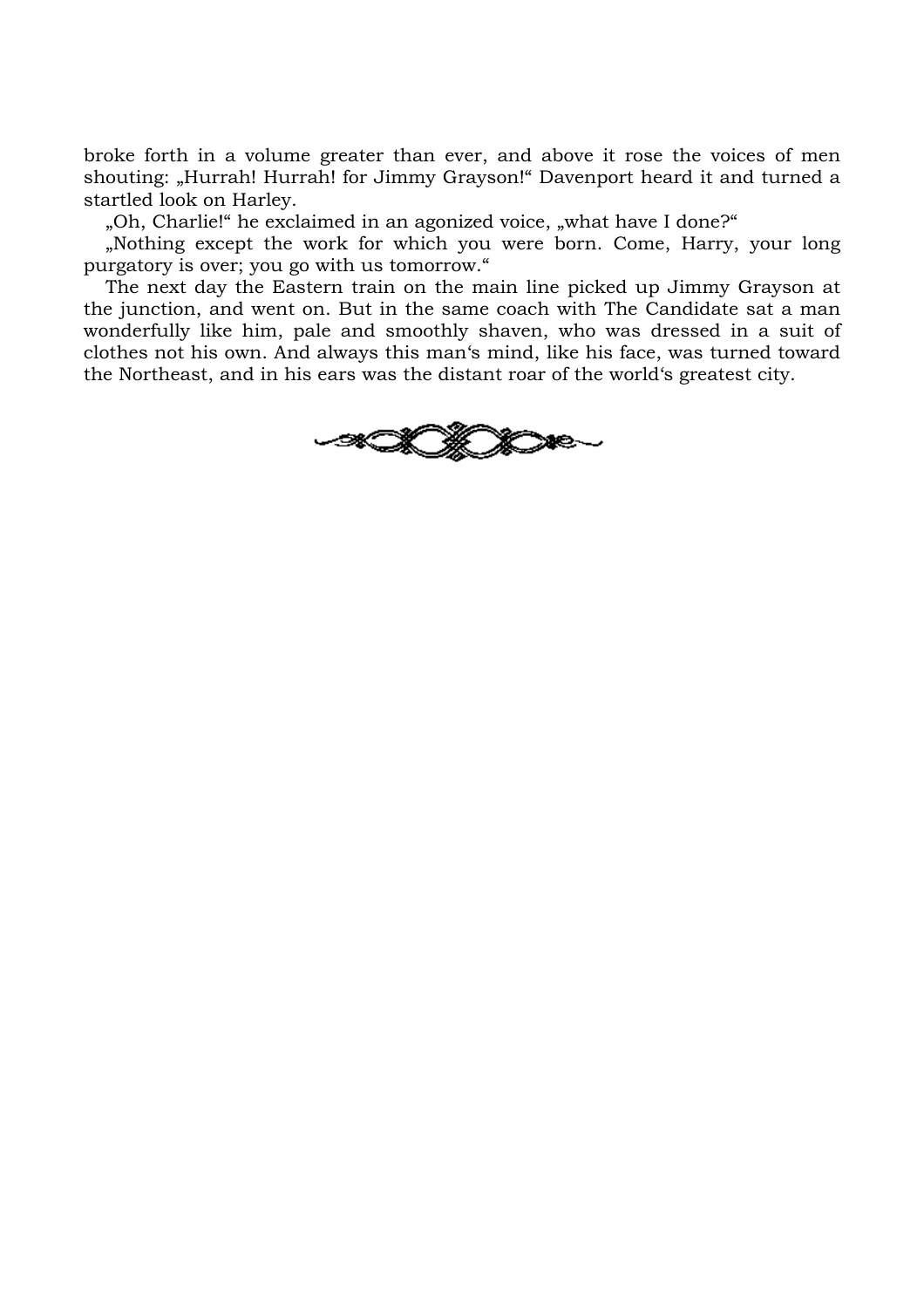broke forth in a volume greater than ever, and above it rose the voices of men shouting: „Hurrah! Hurrah! for Jimmy Grayson!“ Davenport heard it and turned a startled look on Harley.

„Oh, Charlie!“ he exclaimed in an agonized voice, „what have I done?“

„Nothing except the work for which you were born. Come, Harry, your long purgatory is over; you go with us tomorrow.“

The next day the Eastern train on the main line picked up Jimmy Grayson at the junction, and went on. But in the same coach with The Candidate sat a man wonderfully like him, pale and smoothly shaven, who was dressed in a suit of clothes not his own. And always this man‘s mind, like his face, was turned toward the Northeast, and in his ears was the distant roar of the world‘s greatest city.